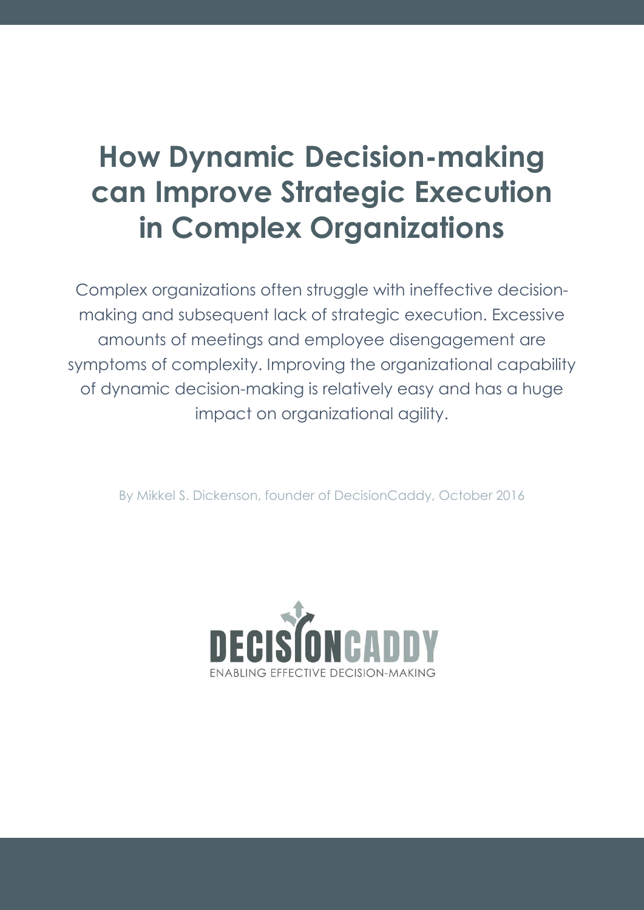# How Dynamic Decision-making can Improve Strategic Execution in Complex Organizations

Complex organizations often struggle with ineffective decision-making and subsequent lack of strategic execution. Excessive amounts of meetings and employee disengagement are symptoms of complexity. Improving the organizational capability of dynamic decision-making is relatively easy and has a huge impact on organizational agility.

By Mikkel S. Dickenson, founder of DecisionCaddy, October 2016

DECISIONCADDY

ENABLING EFFECTIVE DECISION-MAKING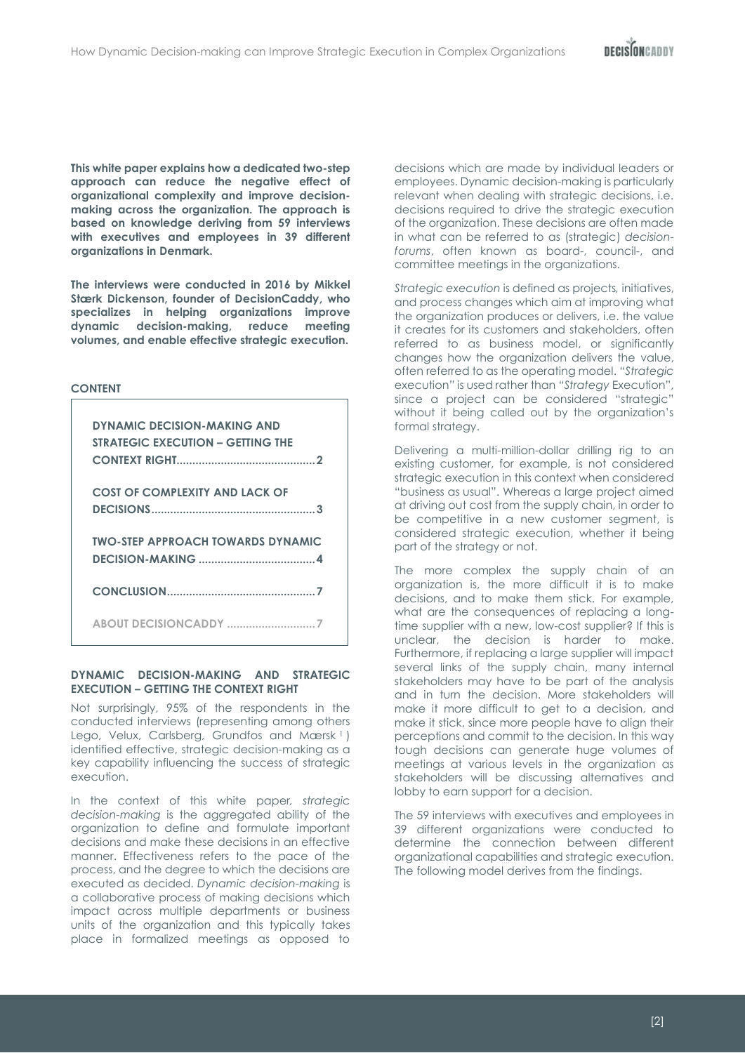**This white paper explains how a dedicated two-step approach can reduce the negative effect of organizational complexity and improve decision-making across the organization. The approach is based on knowledge deriving from 59 interviews with executives and employees in 39 different organizations in Denmark.**

**The interviews were conducted in 2016 by Mikkel Stærk Dickenson, founder of DecisionCaddy, who specializes in helping organizations improve dynamic decision-making, reduce meeting volumes, and enable effective strategic execution.**

**CONTENT**

| |
|---|
| **DYNAMIC DECISION-MAKING AND STRATEGIC EXECUTION – GETTING THE CONTEXT RIGHT....2** |
| **COST OF COMPLEXITY AND LACK OF DECISIONS....3** |
| **TWO-STEP APPROACH TOWARDS DYNAMIC DECISION-MAKING....4** |
| **CONCLUSION....7** |
| **ABOUT DECISIONCADDY....7** |

## DYNAMIC DECISION-MAKING AND STRATEGIC EXECUTION – GETTING THE CONTEXT RIGHT

Not surprisingly, 95% of the respondents in the conducted interviews (representing among others Lego, Velux, Carlsberg, Grundfos and Mærsk [1]) identified effective, strategic decision-making as a key capability influencing the success of strategic execution.

In the context of this white paper, *strategic decision-making* is the aggregated ability of the organization to define and formulate important decisions and make these decisions in an effective manner. Effectiveness refers to the pace of the process, and the degree to which the decisions are executed as decided. *Dynamic decision-making* is a collaborative process of making decisions which impact across multiple departments or business units of the organization and this typically takes place in formalized meetings as opposed to decisions which are made by individual leaders or employees. Dynamic decision-making is particularly relevant when dealing with strategic decisions, i.e. decisions required to drive the strategic execution of the organization. These decisions are often made in what can be referred to as (strategic) *decision-forums*, often known as board-, council-, and committee meetings in the organizations.

*Strategic execution* is defined as projects, initiatives, and process changes which aim at improving what the organization produces or delivers, i.e. the value it creates for its customers and stakeholders, often referred to as business model, or significantly changes how the organization delivers the value, often referred to as the operating model. "*Strategic* execution" is used rather than "*Strategy* Execution", since a project can be considered "strategic" without it being called out by the organization's formal strategy.

Delivering a multi-million-dollar drilling rig to an existing customer, for example, is not considered strategic execution in this context when considered "business as usual". Whereas a large project aimed at driving out cost from the supply chain, in order to be competitive in a new customer segment, is considered strategic execution, whether it being part of the strategy or not.

The more complex the supply chain of an organization is, the more difficult it is to make decisions, and to make them stick. For example, what are the consequences of replacing a long-time supplier with a new, low-cost supplier? If this is unclear, the decision is harder to make. Furthermore, if replacing a large supplier will impact several links of the supply chain, many internal stakeholders may have to be part of the analysis and in turn the decision. More stakeholders will make it more difficult to get to a decision, and make it stick, since more people have to align their perceptions and commit to the decision. In this way tough decisions can generate huge volumes of meetings at various levels in the organization as stakeholders will be discussing alternatives and lobby to earn support for a decision.

The 59 interviews with executives and employees in 39 different organizations were conducted to determine the connection between different organizational capabilities and strategic execution. The following model derives from the findings.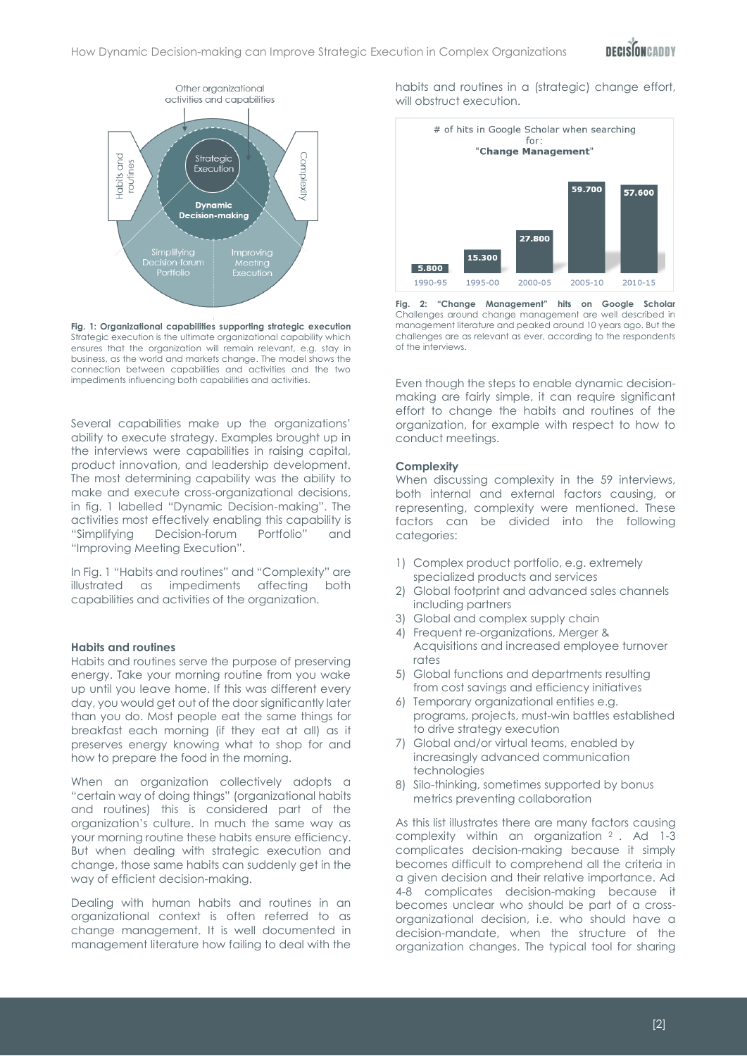**Fig. 1: Organizational capabilities supporting strategic execution** Strategic execution is the ultimate organizational capability which ensures that the organization will remain relevant, e.g. stay in business, as the world and markets change. The model shows the connection between capabilities and activities and the two impediments influencing both capabilities and activities.

Several capabilities make up the organizations' ability to execute strategy. Examples brought up in the interviews were capabilities in raising capital, product innovation, and leadership development. The most determining capability was the ability to make and execute cross-organizational decisions, in fig. 1 labelled "Dynamic Decision-making". The activities most effectively enabling this capability is "Simplifying Decision-forum Portfolio" and "Improving Meeting Execution".

In Fig. 1 "Habits and routines" and "Complexity" are illustrated as impediments affecting both capabilities and activities of the organization.

### Habits and routines

Habits and routines serve the purpose of preserving energy. Take your morning routine from you wake up until you leave home. If this was different every day, you would get out of the door significantly later than you do. Most people eat the same things for breakfast each morning (if they eat at all) as it preserves energy knowing what to shop for and how to prepare the food in the morning.

When an organization collectively adopts a "certain way of doing things" (organizational habits and routines) this is considered part of the organization's culture. In much the same way as your morning routine these habits ensure efficiency. But when dealing with strategic execution and change, those same habits can suddenly get in the way of efficient decision-making.

Dealing with human habits and routines in an organizational context is often referred to as change management. It is well documented in management literature how failing to deal with the habits and routines in a (strategic) change effort, will obstruct execution.

**Fig. 2: "Change Management" hits on Google Scholar** Challenges around change management are well described in management literature and peaked around 10 years ago. But the challenges are as relevant as ever, according to the respondents of the interviews.

Even though the steps to enable dynamic decision-making are fairly simple, it can require significant effort to change the habits and routines of the organization, for example with respect to how to conduct meetings.

### Complexity

When discussing complexity in the 59 interviews, both internal and external factors causing, or representing, complexity were mentioned. These factors can be divided into the following categories:

1) Complex product portfolio, e.g. extremely specialized products and services
2) Global footprint and advanced sales channels including partners
3) Global and complex supply chain
4) Frequent re-organizations, Merger & Acquisitions and increased employee turnover rates
5) Global functions and departments resulting from cost savings and efficiency initiatives
6) Temporary organizational entities e.g. programs, projects, must-win battles established to drive strategy execution
7) Global and/or virtual teams, enabled by increasingly advanced communication technologies
8) Silo-thinking, sometimes supported by bonus metrics preventing collaboration

As this list illustrates there are many factors causing complexity within an organization [2]. Ad 1-3 complicates decision-making because it simply becomes difficult to comprehend all the criteria in a given decision and their relative importance. Ad 4-8 complicates decision-making because it becomes unclear who should be part of a cross-organizational decision, i.e. who should have a decision-mandate, when the structure of the organization changes. The typical tool for sharing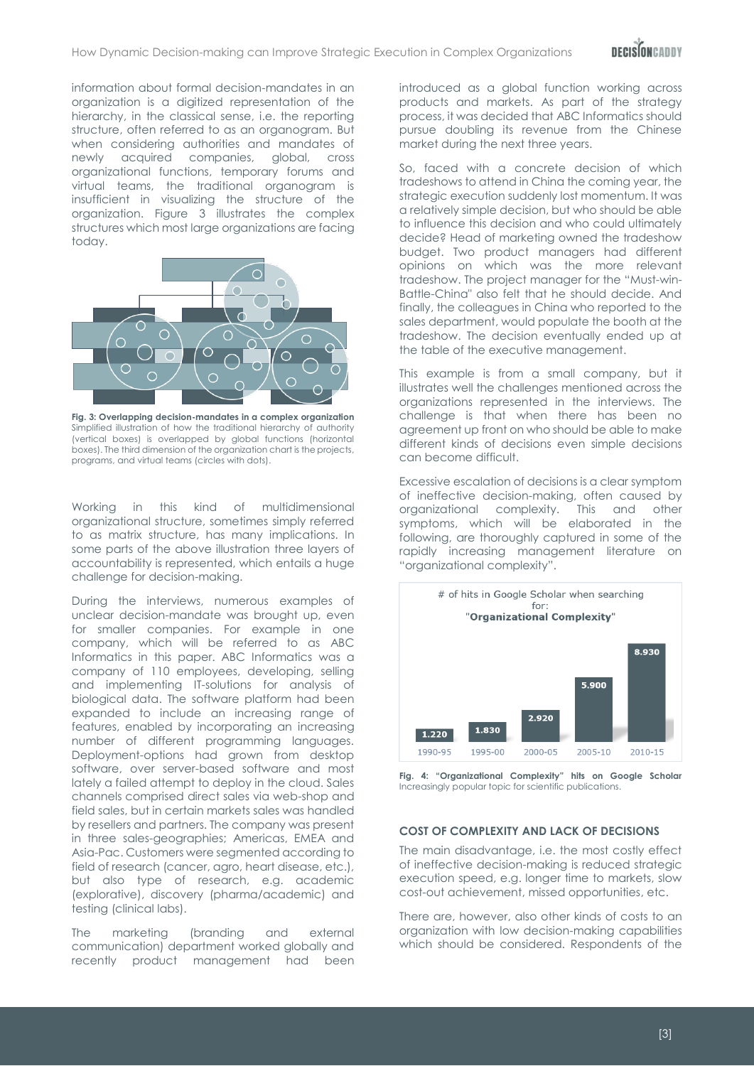information about formal decision-mandates in an organization is a digitized representation of the hierarchy, in the classical sense, i.e. the reporting structure, often referred to as an organogram. But when considering authorities and mandates of newly acquired companies, global, cross organizational functions, temporary forums and virtual teams, the traditional organogram is insufficient in visualizing the structure of the organization. Figure 3 illustrates the complex structures which most large organizations are facing today.

**Fig. 3: Overlapping decision-mandates in a complex organization** Simplified illustration of how the traditional hierarchy of authority (vertical boxes) is overlapped by global functions (horizontal boxes). The third dimension of the organization chart is the projects, programs, and virtual teams (circles with dots).

Working in this kind of multidimensional organizational structure, sometimes simply referred to as matrix structure, has many implications. In some parts of the above illustration three layers of accountability is represented, which entails a huge challenge for decision-making.

During the interviews, numerous examples of unclear decision-mandate was brought up, even for smaller companies. For example in one company, which will be referred to as ABC Informatics in this paper. ABC Informatics was a company of 110 employees, developing, selling and implementing IT-solutions for analysis of biological data. The software platform had been expanded to include an increasing range of features, enabled by incorporating an increasing number of different programming languages. Deployment-options had grown from desktop software, over server-based software and most lately a failed attempt to deploy in the cloud. Sales channels comprised direct sales via web-shop and field sales, but in certain markets sales was handled by resellers and partners. The company was present in three sales-geographies; Americas, EMEA and Asia-Pac. Customers were segmented according to field of research (cancer, agro, heart disease, etc.), but also type of research, e.g. academic (explorative), discovery (pharma/academic) and testing (clinical labs).

The marketing (branding and external communication) department worked globally and recently product management had been introduced as a global function working across products and markets. As part of the strategy process, it was decided that ABC Informatics should pursue doubling its revenue from the Chinese market during the next three years.

So, faced with a concrete decision of which tradeshows to attend in China the coming year, the strategic execution suddenly lost momentum. It was a relatively simple decision, but who should be able to influence this decision and who could ultimately decide? Head of marketing owned the tradeshow budget. Two product managers had different opinions on which was the more relevant tradeshow. The project manager for the "Must-win-Battle-China" also felt that he should decide. And finally, the colleagues in China who reported to the sales department, would populate the booth at the tradeshow. The decision eventually ended up at the table of the executive management.

This example is from a small company, but it illustrates well the challenges mentioned across the organizations represented in the interviews. The challenge is that when there has been no agreement up front on who should be able to make different kinds of decisions even simple decisions can become difficult.

Excessive escalation of decisions is a clear symptom of ineffective decision-making, often caused by organizational complexity. This and other symptoms, which will be elaborated in the following, are thoroughly captured in some of the rapidly increasing management literature on "organizational complexity".

# of hits in Google Scholar when searching for: **"Organizational Complexity"**

| Period | Hits |
|---|---|
| 1990-95 | 1.220 |
| 1995-00 | 1.830 |
| 2000-05 | 2.920 |
| 2005-10 | 5.900 |
| 2010-15 | 8.930 |

**Fig. 4: "Organizational Complexity" hits on Google Scholar** Increasingly popular topic for scientific publications.

### COST OF COMPLEXITY AND LACK OF DECISIONS

The main disadvantage, i.e. the most costly effect of ineffective decision-making is reduced strategic execution speed, e.g. longer time to markets, slow cost-out achievement, missed opportunities, etc.

There are, however, also other kinds of costs to an organization with low decision-making capabilities which should be considered. Respondents of the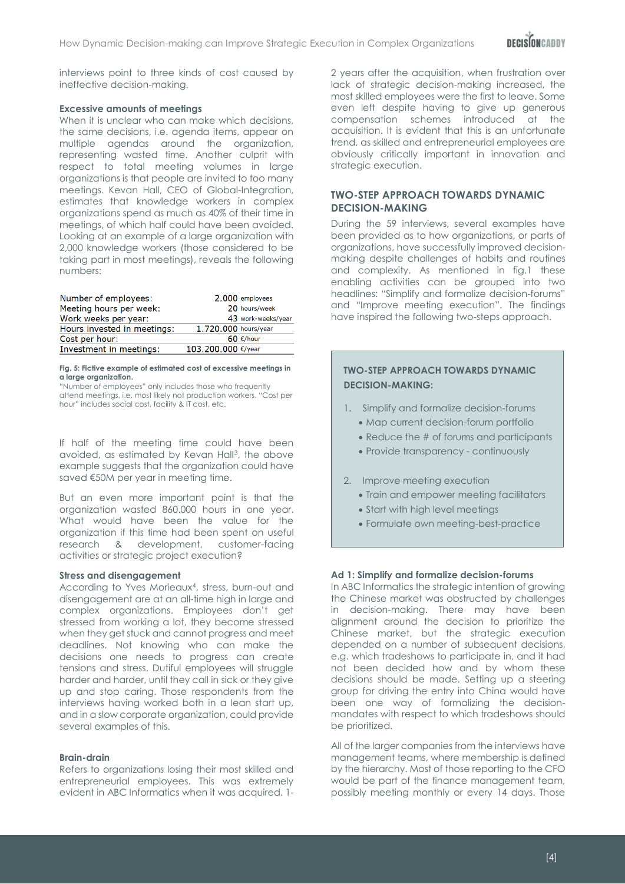interviews point to three kinds of cost caused by ineffective decision-making.

**Excessive amounts of meetings**

When it is unclear who can make which decisions, the same decisions, i.e. agenda items, appear on multiple agendas around the organization, representing wasted time. Another culprit with respect to total meeting volumes in large organizations is that people are invited to too many meetings. Kevan Hall, CEO of Global-Integration, estimates that knowledge workers in complex organizations spend as much as 40% of their time in meetings, of which half could have been avoided. Looking at an example of a large organization with 2,000 knowledge workers (those considered to be taking part in most meetings), reveals the following numbers:

| | |
|---|---|
| Number of employees: | 2.000 employees |
| Meeting hours per week: | 20 hours/week |
| Work weeks per year: | 43 work-weeks/year |
| Hours invested in meetings: | 1.720.000 hours/year |
| Cost per hour: | 60 €/hour |
| Investment in meetings: | 103.200.000 €/year |

**Fig. 5: Fictive example of estimated cost of excessive meetings in a large organization.**
"Number of employees" only includes those who frequently attend meetings, i.e. most likely not production workers. "Cost per hour" includes social cost, facility & IT cost, etc.

If half of the meeting time could have been avoided, as estimated by Kevan Hall[3], the above example suggests that the organization could have saved €50M per year in meeting time.

But an even more important point is that the organization wasted 860.000 hours in one year. What would have been the value for the organization if this time had been spent on useful research & development, customer-facing activities or strategic project execution?

**Stress and disengagement**

According to Yves Morieaux[4], stress, burn-out and disengagement are at an all-time high in large and complex organizations. Employees don't get stressed from working a lot, they become stressed when they get stuck and cannot progress and meet deadlines. Not knowing who can make the decisions one needs to progress can create tensions and stress. Dutiful employees will struggle harder and harder, until they call in sick or they give up and stop caring. Those respondents from the interviews having worked both in a lean start up, and in a slow corporate organization, could provide several examples of this.

**Brain-drain**

Refers to organizations losing their most skilled and entrepreneurial employees. This was extremely evident in ABC Informatics when it was acquired. 1-2 years after the acquisition, when frustration over lack of strategic decision-making increased, the most skilled employees were the first to leave. Some even left despite having to give up generous compensation schemes introduced at the acquisition. It is evident that this is an unfortunate trend, as skilled and entrepreneurial employees are obviously critically important in innovation and strategic execution.

## TWO-STEP APPROACH TOWARDS DYNAMIC DECISION-MAKING

During the 59 interviews, several examples have been provided as to how organizations, or parts of organizations, have successfully improved decision-making despite challenges of habits and routines and complexity. As mentioned in fig.1 these enabling activities can be grouped into two headlines: "Simplify and formalize decision-forums" and "Improve meeting execution". The findings have inspired the following two-steps approach.

**TWO-STEP APPROACH TOWARDS DYNAMIC DECISION-MAKING:**

1. Simplify and formalize decision-forums
   - Map current decision-forum portfolio
   - Reduce the # of forums and participants
   - Provide transparency - continuously
2. Improve meeting execution
   - Train and empower meeting facilitators
   - Start with high level meetings
   - Formulate own meeting-best-practice

**Ad 1: Simplify and formalize decision-forums**

In ABC Informatics the strategic intention of growing the Chinese market was obstructed by challenges in decision-making. There may have been alignment around the decision to prioritize the Chinese market, but the strategic execution depended on a number of subsequent decisions, e.g. which tradeshows to participate in, and it had not been decided how and by whom these decisions should be made. Setting up a steering group for driving the entry into China would have been one way of formalizing the decision-mandates with respect to which tradeshows should be prioritized.

All of the larger companies from the interviews have management teams, where membership is defined by the hierarchy. Most of those reporting to the CFO would be part of the finance management team, possibly meeting monthly or every 14 days. Those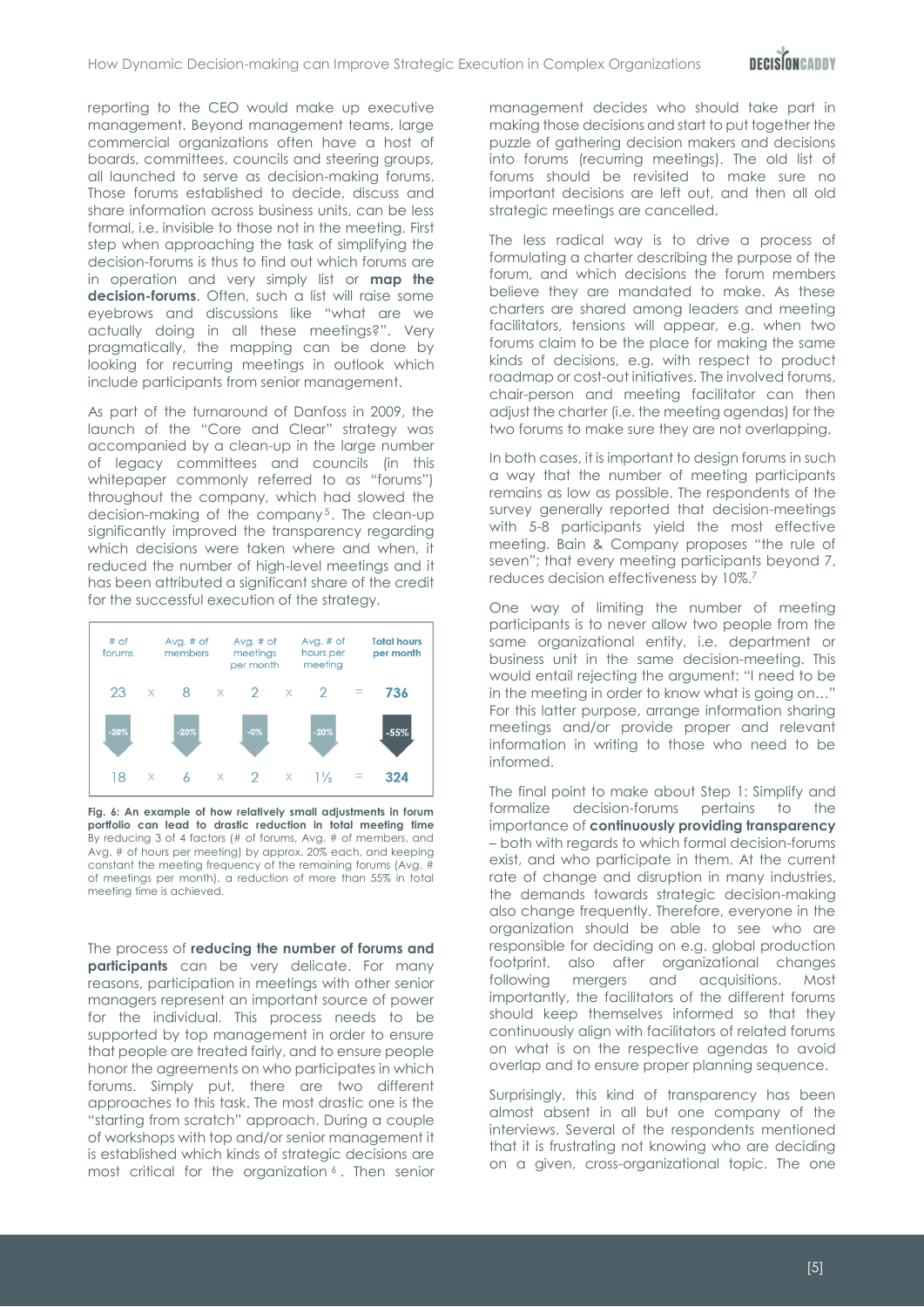reporting to the CEO would make up executive management. Beyond management teams, large commercial organizations often have a host of boards, committees, councils and steering groups, all launched to serve as decision-making forums. Those forums established to decide, discuss and share information across business units, can be less formal, i.e. invisible to those not in the meeting. First step when approaching the task of simplifying the decision-forums is thus to find out which forums are in operation and very simply list or **map the decision-forums**. Often, such a list will raise some eyebrows and discussions like "what are we actually doing in all these meetings?". Very pragmatically, the mapping can be done by looking for recurring meetings in outlook which include participants from senior management.

As part of the turnaround of Danfoss in 2009, the launch of the "Core and Clear" strategy was accompanied by a clean-up in the large number of legacy committees and councils (in this whitepaper commonly referred to as "forums") throughout the company, which had slowed the decision-making of the company[5]. The clean-up significantly improved the transparency regarding which decisions were taken where and when, it reduced the number of high-level meetings and it has been attributed a significant share of the credit for the successful execution of the strategy.

| # of forums | | Avg. # of members | | Avg. # of meetings per month | | Avg. # of hours per meeting | | Total hours per month |
|---|---|---|---|---|---|---|---|---|
| 23 | x | 8 | x | 2 | x | 2 | = | 736 |
| -20% | | -20% | | -0% | | -20% | | -55% |
| 18 | x | 6 | x | 2 | x | 1½ | = | 324 |

**Fig. 6: An example of how relatively small adjustments in forum portfolio can lead to drastic reduction in total meeting time** By reducing 3 of 4 factors (# of forums, Avg. # of members, and Avg. # of hours per meeting) by approx. 20% each, and keeping constant the meeting frequency of the remaining forums (Avg. # of meetings per month), a reduction of more than 55% in total meeting time is achieved.

The process of **reducing the number of forums and participants** can be very delicate. For many reasons, participation in meetings with other senior managers represent an important source of power for the individual. This process needs to be supported by top management in order to ensure that people are treated fairly, and to ensure people honor the agreements on who participates in which forums. Simply put, there are two different approaches to this task. The most drastic one is the "starting from scratch" approach. During a couple of workshops with top and/or senior management it is established which kinds of strategic decisions are most critical for the organization[6]. Then senior management decides who should take part in making those decisions and start to put together the puzzle of gathering decision makers and decisions into forums (recurring meetings). The old list of forums should be revisited to make sure no important decisions are left out, and then all old strategic meetings are cancelled.

The less radical way is to drive a process of formulating a charter describing the purpose of the forum, and which decisions the forum members believe they are mandated to make. As these charters are shared among leaders and meeting facilitators, tensions will appear, e.g. when two forums claim to be the place for making the same kinds of decisions, e.g. with respect to product roadmap or cost-out initiatives. The involved forums, chair-person and meeting facilitator can then adjust the charter (i.e. the meeting agendas) for the two forums to make sure they are not overlapping.

In both cases, it is important to design forums in such a way that the number of meeting participants remains as low as possible. The respondents of the survey generally reported that decision-meetings with 5-8 participants yield the most effective meeting. Bain & Company proposes "the rule of seven"; that every meeting participants beyond 7, reduces decision effectiveness by 10%.[7]

One way of limiting the number of meeting participants is to never allow two people from the same organizational entity, i.e. department or business unit in the same decision-meeting. This would entail rejecting the argument: "I need to be in the meeting in order to know what is going on…" For this latter purpose, arrange information sharing meetings and/or provide proper and relevant information in writing to those who need to be informed.

The final point to make about Step 1: Simplify and formalize decision-forums pertains to the importance of **continuously providing transparency** – both with regards to which formal decision-forums exist, and who participate in them. At the current rate of change and disruption in many industries, the demands towards strategic decision-making also change frequently. Therefore, everyone in the organization should be able to see who are responsible for deciding on e.g. global production footprint, also after organizational changes following mergers and acquisitions. Most importantly, the facilitators of the different forums should keep themselves informed so that they continuously align with facilitators of related forums on what is on the respective agendas to avoid overlap and to ensure proper planning sequence.

Surprisingly, this kind of transparency has been almost absent in all but one company of the interviews. Several of the respondents mentioned that it is frustrating not knowing who are deciding on a given, cross-organizational topic. The one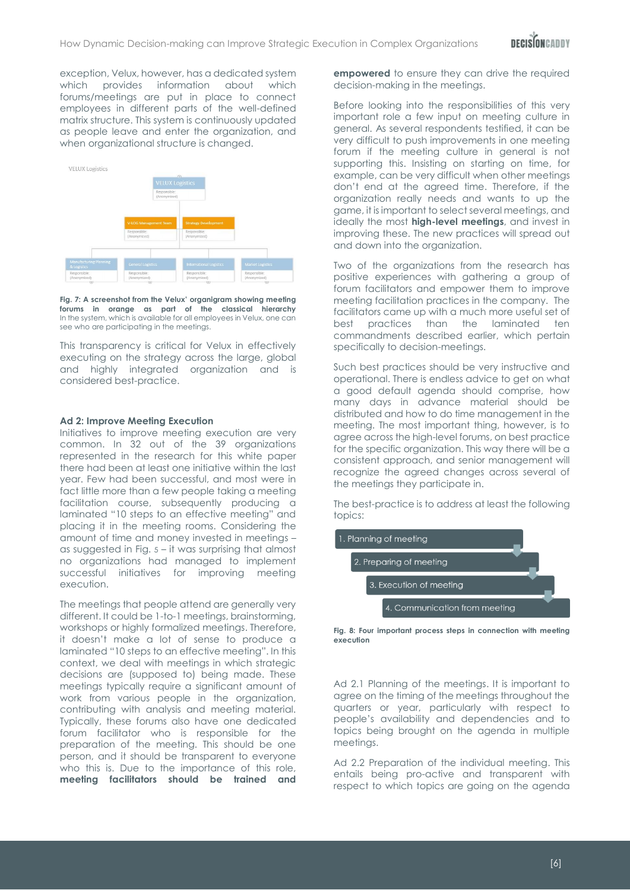exception, Velux, however, has a dedicated system which provides information about which forums/meetings are put in place to connect employees in different parts of the well-defined matrix structure. This system is continuously updated as people leave and enter the organization, and when organizational structure is changed.

**Fig. 7: A screenshot from the Velux' organigram showing meeting forums in orange as part of the classical hierarchy** In the system, which is available for all employees in Velux, one can see who are participating in the meetings.

This transparency is critical for Velux in effectively executing on the strategy across the large, global and highly integrated organization and is considered best-practice.

### Ad 2: Improve Meeting Execution

Initiatives to improve meeting execution are very common. In 32 out of the 39 organizations represented in the research for this white paper there had been at least one initiative within the last year. Few had been successful, and most were in fact little more than a few people taking a meeting facilitation course, subsequently producing a laminated "10 steps to an effective meeting" and placing it in the meeting rooms. Considering the amount of time and money invested in meetings – as suggested in Fig. 5 – it was surprising that almost no organizations had managed to implement successful initiatives for improving meeting execution.

The meetings that people attend are generally very different. It could be 1-to-1 meetings, brainstorming, workshops or highly formalized meetings. Therefore, it doesn't make a lot of sense to produce a laminated "10 steps to an effective meeting". In this context, we deal with meetings in which strategic decisions are (supposed to) being made. These meetings typically require a significant amount of work from various people in the organization, contributing with analysis and meeting material. Typically, these forums also have one dedicated forum facilitator who is responsible for the preparation of the meeting. This should be one person, and it should be transparent to everyone who this is. Due to the importance of this role, **meeting facilitators should be trained and empowered** to ensure they can drive the required decision-making in the meetings.

Before looking into the responsibilities of this very important role a few input on meeting culture in general. As several respondents testified, it can be very difficult to push improvements in one meeting forum if the meeting culture in general is not supporting this. Insisting on starting on time, for example, can be very difficult when other meetings don't end at the agreed time. Therefore, if the organization really needs and wants to up the game, it is important to select several meetings, and ideally the most **high-level meetings**, and invest in improving these. The new practices will spread out and down into the organization.

Two of the organizations from the research has positive experiences with gathering a group of forum facilitators and empower them to improve meeting facilitation practices in the company. The facilitators came up with a much more useful set of best practices than the laminated ten commandments described earlier, which pertain specifically to decision-meetings.

Such best practices should be very instructive and operational. There is endless advice to get on what a good default agenda should comprise, how many days in advance material should be distributed and how to do time management in the meeting. The most important thing, however, is to agree across the high-level forums, on best practice for the specific organization. This way there will be a consistent approach, and senior management will recognize the agreed changes across several of the meetings they participate in.

The best-practice is to address at least the following topics:

1. Planning of meeting
2. Preparing of meeting
3. Execution of meeting
4. Communication from meeting

**Fig. 8: Four important process steps in connection with meeting execution**

Ad 2.1 Planning of the meetings. It is important to agree on the timing of the meetings throughout the quarters or year, particularly with respect to people's availability and dependencies and to topics being brought on the agenda in multiple meetings.

Ad 2.2 Preparation of the individual meeting. This entails being pro-active and transparent with respect to which topics are going on the agenda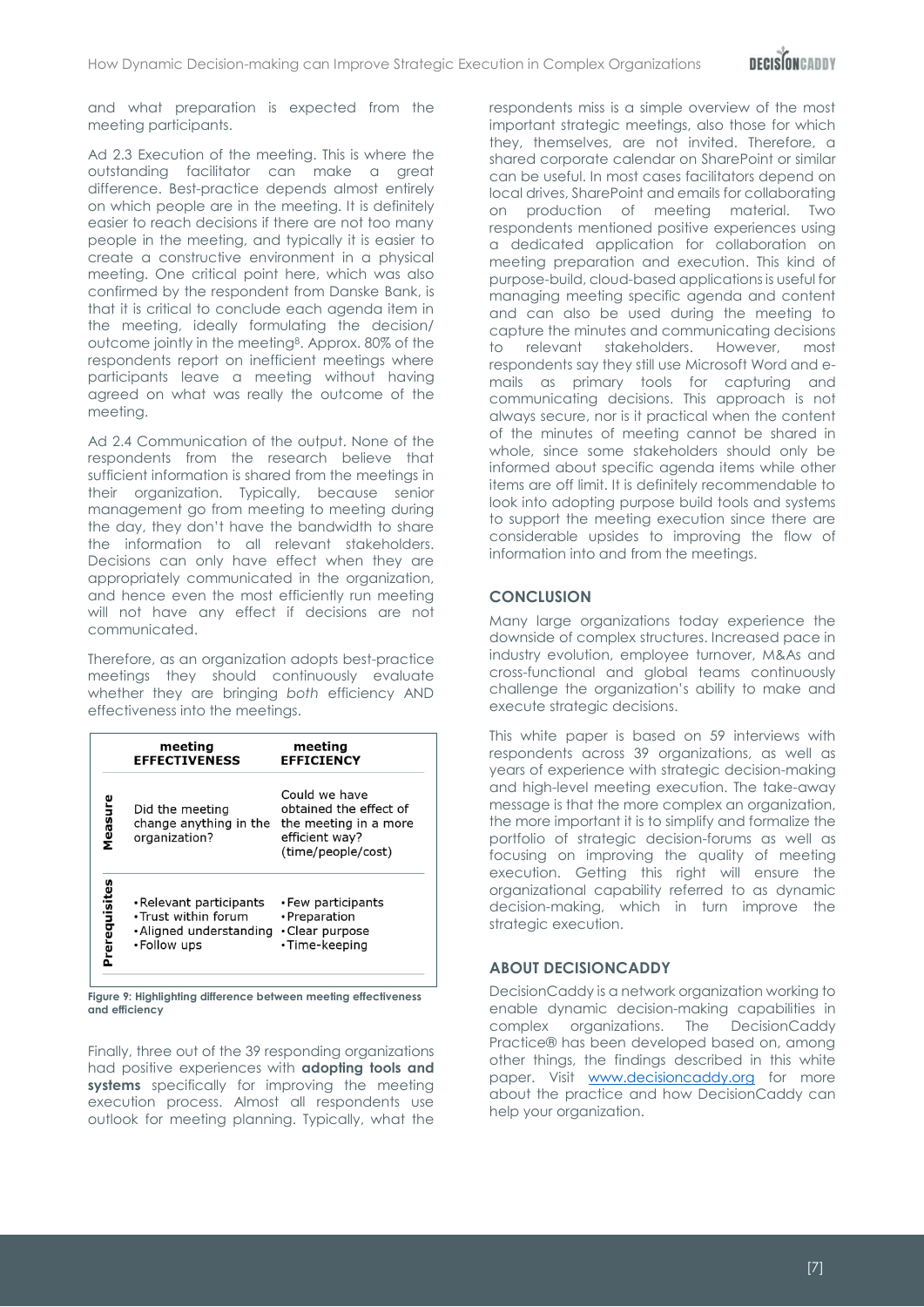and what preparation is expected from the meeting participants.

Ad 2.3 Execution of the meeting. This is where the outstanding facilitator can make a great difference. Best-practice depends almost entirely on which people are in the meeting. It is definitely easier to reach decisions if there are not too many people in the meeting, and typically it is easier to create a constructive environment in a physical meeting. One critical point here, which was also confirmed by the respondent from Danske Bank, is that it is critical to conclude each agenda item in the meeting, ideally formulating the decision/ outcome jointly in the meeting[8]. Approx. 80% of the respondents report on inefficient meetings where participants leave a meeting without having agreed on what was really the outcome of the meeting.

Ad 2.4 Communication of the output. None of the respondents from the research believe that sufficient information is shared from the meetings in their organization. Typically, because senior management go from meeting to meeting during the day, they don't have the bandwidth to share the information to all relevant stakeholders. Decisions can only have effect when they are appropriately communicated in the organization, and hence even the most efficiently run meeting will not have any effect if decisions are not communicated.

Therefore, as an organization adopts best-practice meetings they should continuously evaluate whether they are bringing *both* efficiency AND effectiveness into the meetings.

| | meeting EFFECTIVENESS | meeting EFFICIENCY |
|---|---|---|
| Measure | Did the meeting change anything in the organization? | Could we have obtained the effect of the meeting in a more efficient way? (time/people/cost) |
| Prerequisites | • Relevant participants<br>• Trust within forum<br>• Aligned understanding<br>• Follow ups | • Few participants<br>• Preparation<br>• Clear purpose<br>• Time-keeping |

**Figure 9: Highlighting difference between meeting effectiveness and efficiency**

Finally, three out of the 39 responding organizations had positive experiences with **adopting tools and systems** specifically for improving the meeting execution process. Almost all respondents use outlook for meeting planning. Typically, what the respondents miss is a simple overview of the most important strategic meetings, also those for which they, themselves, are not invited. Therefore, a shared corporate calendar on SharePoint or similar can be useful. In most cases facilitators depend on local drives, SharePoint and emails for collaborating on production of meeting material. Two respondents mentioned positive experiences using a dedicated application for collaboration on meeting preparation and execution. This kind of purpose-build, cloud-based applications is useful for managing meeting specific agenda and content and can also be used during the meeting to capture the minutes and communicating decisions to relevant stakeholders. However, most respondents say they still use Microsoft Word and e-mails as primary tools for capturing and communicating decisions. This approach is not always secure, nor is it practical when the content of the minutes of meeting cannot be shared in whole, since some stakeholders should only be informed about specific agenda items while other items are off limit. It is definitely recommendable to look into adopting purpose build tools and systems to support the meeting execution since there are considerable upsides to improving the flow of information into and from the meetings.

## CONCLUSION

Many large organizations today experience the downside of complex structures. Increased pace in industry evolution, employee turnover, M&As and cross-functional and global teams continuously challenge the organization's ability to make and execute strategic decisions.

This white paper is based on 59 interviews with respondents across 39 organizations, as well as years of experience with strategic decision-making and high-level meeting execution. The take-away message is that the more complex an organization, the more important it is to simplify and formalize the portfolio of strategic decision-forums as well as focusing on improving the quality of meeting execution. Getting this right will ensure the organizational capability referred to as dynamic decision-making, which in turn improve the strategic execution.

## ABOUT DECISIONCADDY

DecisionCaddy is a network organization working to enable dynamic decision-making capabilities in complex organizations. The DecisionCaddy Practice® has been developed based on, among other things, the findings described in this white paper. Visit www.decisioncaddy.org for more about the practice and how DecisionCaddy can help your organization.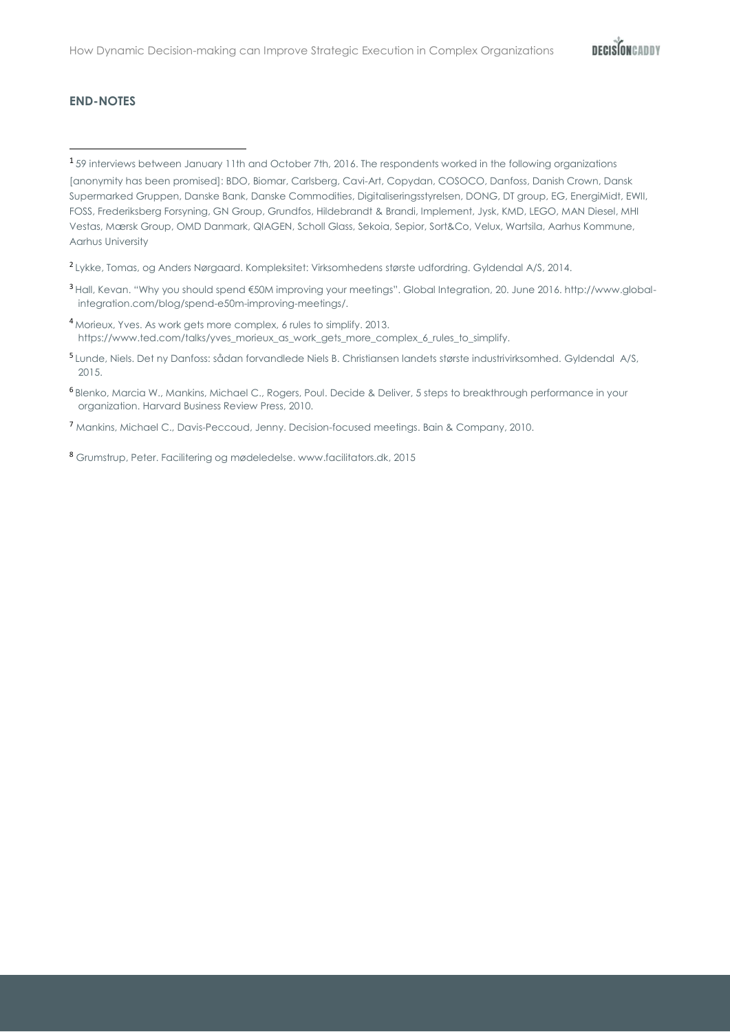## END-NOTES

[1] 59 interviews between January 11th and October 7th, 2016. The respondents worked in the following organizations [anonymity has been promised]: BDO, Biomar, Carlsberg, Cavi-Art, Copydan, COSOCO, Danfoss, Danish Crown, Dansk Supermarked Gruppen, Danske Bank, Danske Commodities, Digitaliseringsstyrelsen, DONG, DT group, EG, EnergiMidt, EWII, FOSS, Frederiksberg Forsyning, GN Group, Grundfos, Hildebrandt & Brandi, Implement, Jysk, KMD, LEGO, MAN Diesel, MHI Vestas, Mærsk Group, OMD Danmark, QIAGEN, Scholl Glass, Sekoia, Sepior, Sort&Co, Velux, Wartsila, Aarhus Kommune, Aarhus University

[2] Lykke, Tomas, og Anders Nørgaard. Kompleksitet: Virksomhedens største udfordring. Gyldendal A/S, 2014.

[3] Hall, Kevan. "Why you should spend €50M improving your meetings". Global Integration, 20. June 2016. http://www.global-integration.com/blog/spend-e50m-improving-meetings/.

[4] Morieux, Yves. As work gets more complex, 6 rules to simplify. 2013. https://www.ted.com/talks/yves_morieux_as_work_gets_more_complex_6_rules_to_simplify.

[5] Lunde, Niels. Det ny Danfoss: sådan forvandlede Niels B. Christiansen landets største industrivirksomhed. Gyldendal A/S, 2015.

[6] Blenko, Marcia W., Mankins, Michael C., Rogers, Poul. Decide & Deliver, 5 steps to breakthrough performance in your organization. Harvard Business Review Press, 2010.

[7] Mankins, Michael C., Davis-Peccoud, Jenny. Decision-focused meetings. Bain & Company, 2010.

[8] Grumstrup, Peter. Facilitering og mødeledelse. www.facilitators.dk, 2015